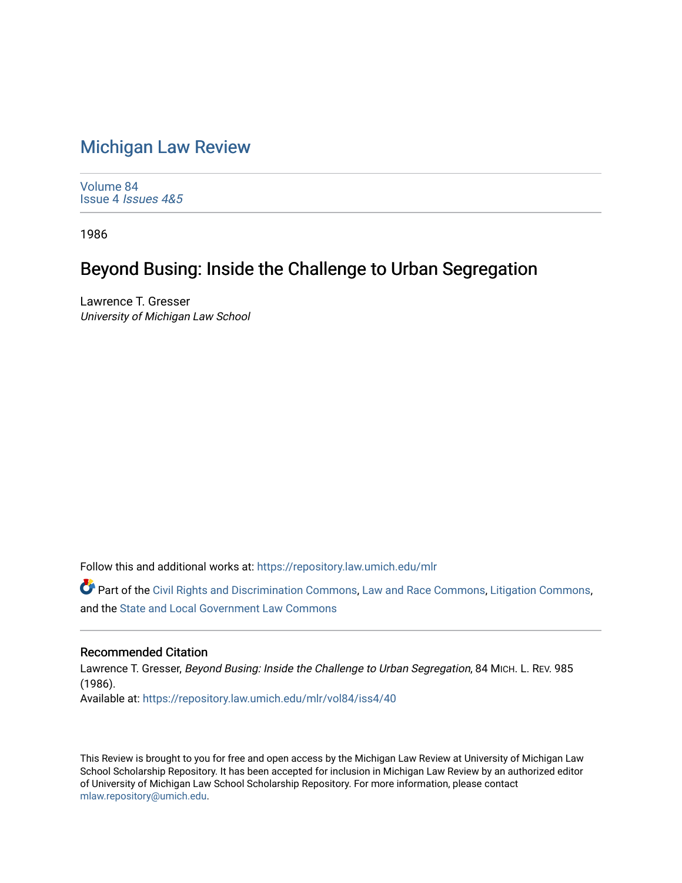# Michigan Law Review

Volume 84
Issue 4 *Issues 4&5*

1986

## Beyond Busing: Inside the Challenge to Urban Segregation

Lawrence T. Gresser
*University of Michigan Law School*

Follow this and additional works at: https://repository.law.umich.edu/mlr

Part of the Civil Rights and Discrimination Commons, Law and Race Commons, Litigation Commons, and the State and Local Government Law Commons

### Recommended Citation

Lawrence T. Gresser, *Beyond Busing: Inside the Challenge to Urban Segregation*, 84 MICH. L. REV. 985 (1986).
Available at: https://repository.law.umich.edu/mlr/vol84/iss4/40

This Review is brought to you for free and open access by the Michigan Law Review at University of Michigan Law School Scholarship Repository. It has been accepted for inclusion in Michigan Law Review by an authorized editor of University of Michigan Law School Scholarship Repository. For more information, please contact mlaw.repository@umich.edu.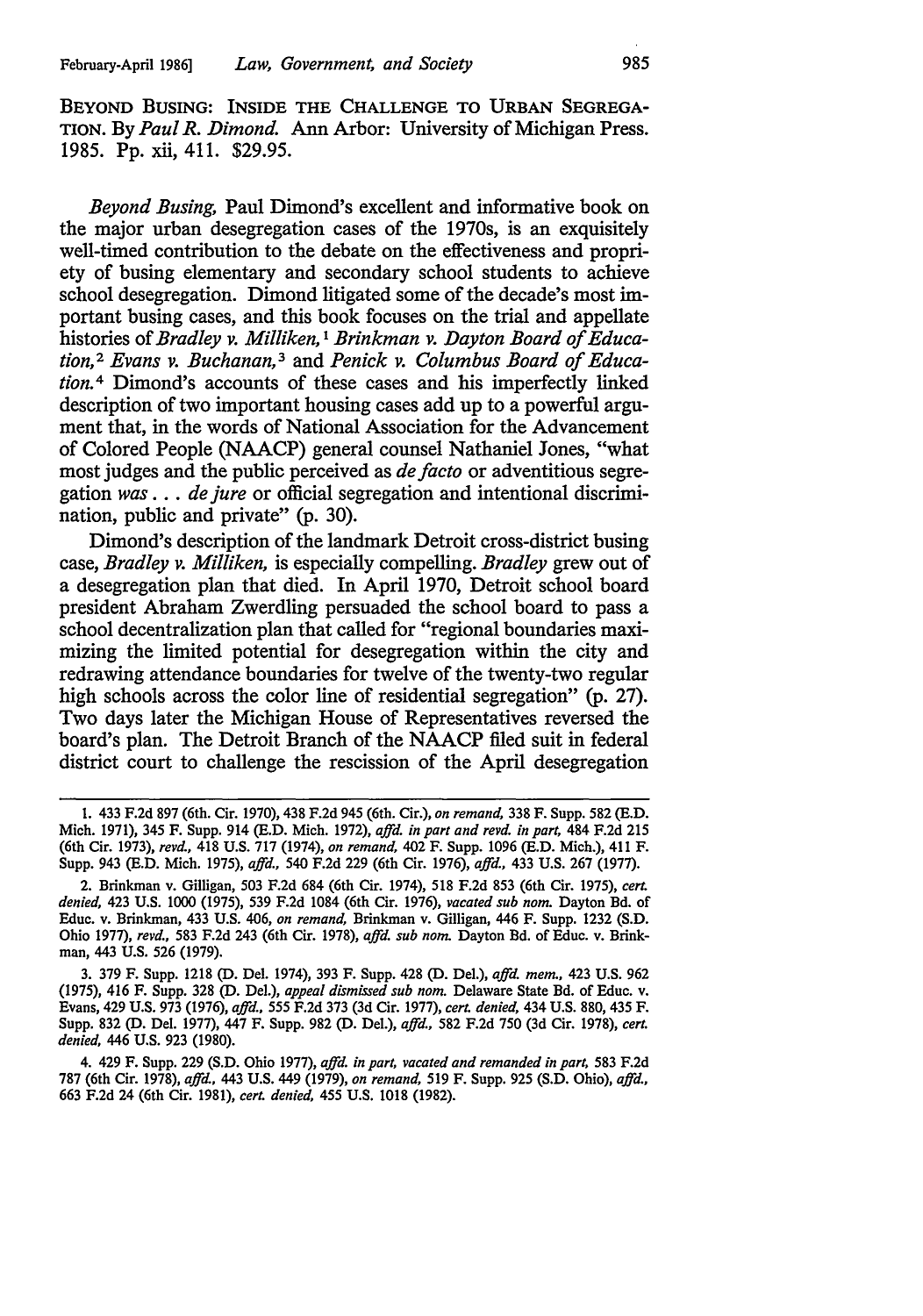BEYOND BUSING: INSIDE THE CHALLENGE TO URBAN SEGREGATION. By *Paul R. Dimond.* Ann Arbor: University of Michigan Press. 1985. Pp. xii, 411. $29.95.

*Beyond Busing,* Paul Dimond's excellent and informative book on the major urban desegregation cases of the 1970s, is an exquisitely well-timed contribution to the debate on the effectiveness and propriety of busing elementary and secondary school students to achieve school desegregation. Dimond litigated some of the decade's most important busing cases, and this book focuses on the trial and appellate histories of *Bradley v. Milliken,*[1] *Brinkman v. Dayton Board of Education,*[2] *Evans v. Buchanan,*[3] and *Penick v. Columbus Board of Education.*[4] Dimond's accounts of these cases and his imperfectly linked description of two important housing cases add up to a powerful argument that, in the words of National Association for the Advancement of Colored People (NAACP) general counsel Nathaniel Jones, "what most judges and the public perceived as *de facto* or adventitious segregation *was* . . . *de jure* or official segregation and intentional discrimination, public and private" (p. 30).

Dimond's description of the landmark Detroit cross-district busing case, *Bradley v. Milliken,* is especially compelling. *Bradley* grew out of a desegregation plan that died. In April 1970, Detroit school board president Abraham Zwerdling persuaded the school board to pass a school decentralization plan that called for "regional boundaries maximizing the limited potential for desegregation within the city and redrawing attendance boundaries for twelve of the twenty-two regular high schools across the color line of residential segregation" (p. 27). Two days later the Michigan House of Representatives reversed the board's plan. The Detroit Branch of the NAACP filed suit in federal district court to challenge the rescission of the April desegregation

---

1. 433 F.2d 897 (6th. Cir. 1970), 438 F.2d 945 (6th. Cir.), *on remand,* 338 F. Supp. 582 (E.D. Mich. 1971), 345 F. Supp. 914 (E.D. Mich. 1972), *affd. in part and revd. in part,* 484 F.2d 215 (6th Cir. 1973), *revd.,* 418 U.S. 717 (1974), *on remand,* 402 F. Supp. 1096 (E.D. Mich.), 411 F. Supp. 943 (E.D. Mich. 1975), *affd.,* 540 F.2d 229 (6th Cir. 1976), *affd.,* 433 U.S. 267 (1977).

2. Brinkman v. Gilligan, 503 F.2d 684 (6th Cir. 1974), 518 F.2d 853 (6th Cir. 1975), *cert. denied,* 423 U.S. 1000 (1975), 539 F.2d 1084 (6th Cir. 1976), *vacated sub nom.* Dayton Bd. of Educ. v. Brinkman, 433 U.S. 406, *on remand,* Brinkman v. Gilligan, 446 F. Supp. 1232 (S.D. Ohio 1977), *revd.,* 583 F.2d 243 (6th Cir. 1978), *affd. sub nom.* Dayton Bd. of Educ. v. Brinkman, 443 U.S. 526 (1979).

3. 379 F. Supp. 1218 (D. Del. 1974), 393 F. Supp. 428 (D. Del.), *affd. mem.,* 423 U.S. 962 (1975), 416 F. Supp. 328 (D. Del.), *appeal dismissed sub nom.* Delaware State Bd. of Educ. v. Evans, 429 U.S. 973 (1976), *affd.,* 555 F.2d 373 (3d Cir. 1977), *cert. denied,* 434 U.S. 880, 435 F. Supp. 832 (D. Del. 1977), 447 F. Supp. 982 (D. Del.), *affd.,* 582 F.2d 750 (3d Cir. 1978), *cert. denied,* 446 U.S. 923 (1980).

4. 429 F. Supp. 229 (S.D. Ohio 1977), *affd. in part, vacated and remanded in part,* 583 F.2d 787 (6th Cir. 1978), *affd.,* 443 U.S. 449 (1979), *on remand,* 519 F. Supp. 925 (S.D. Ohio), *affd.,* 663 F.2d 24 (6th Cir. 1981), *cert. denied,* 455 U.S. 1018 (1982).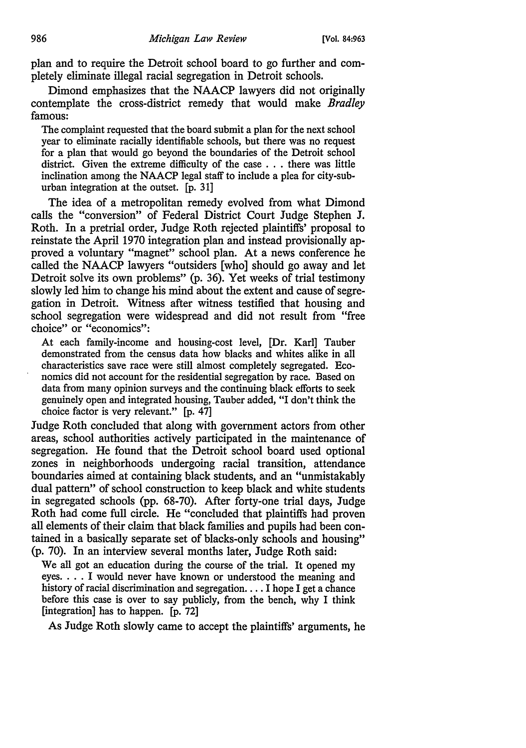plan and to require the Detroit school board to go further and completely eliminate illegal racial segregation in Detroit schools.

Dimond emphasizes that the NAACP lawyers did not originally contemplate the cross-district remedy that would make *Bradley* famous:

> The complaint requested that the board submit a plan for the next school year to eliminate racially identifiable schools, but there was no request for a plan that would go beyond the boundaries of the Detroit school district. Given the extreme difficulty of the case . . . there was little inclination among the NAACP legal staff to include a plea for city-suburban integration at the outset. [p. 31]

The idea of a metropolitan remedy evolved from what Dimond calls the "conversion" of Federal District Court Judge Stephen J. Roth. In a pretrial order, Judge Roth rejected plaintiffs' proposal to reinstate the April 1970 integration plan and instead provisionally approved a voluntary "magnet" school plan. At a news conference he called the NAACP lawyers "outsiders [who] should go away and let Detroit solve its own problems" (p. 36). Yet weeks of trial testimony slowly led him to change his mind about the extent and cause of segregation in Detroit. Witness after witness testified that housing and school segregation were widespread and did not result from "free choice" or "economics":

> At each family-income and housing-cost level, [Dr. Karl] Tauber demonstrated from the census data how blacks and whites alike in all characteristics save race were still almost completely segregated. Economics did not account for the residential segregation by race. Based on data from many opinion surveys and the continuing black efforts to seek genuinely open and integrated housing, Tauber added, "I don't think the choice factor is very relevant." [p. 47]

Judge Roth concluded that along with government actors from other areas, school authorities actively participated in the maintenance of segregation. He found that the Detroit school board used optional zones in neighborhoods undergoing racial transition, attendance boundaries aimed at containing black students, and an "unmistakably dual pattern" of school construction to keep black and white students in segregated schools (pp. 68-70). After forty-one trial days, Judge Roth had come full circle. He "concluded that plaintiffs had proven all elements of their claim that black families and pupils had been contained in a basically separate set of blacks-only schools and housing" (p. 70). In an interview several months later, Judge Roth said:

> We all got an education during the course of the trial. It opened my eyes. . . . I would never have known or understood the meaning and history of racial discrimination and segregation. . . . I hope I get a chance before this case is over to say publicly, from the bench, why I think [integration] has to happen. [p. 72]

As Judge Roth slowly came to accept the plaintiffs' arguments, he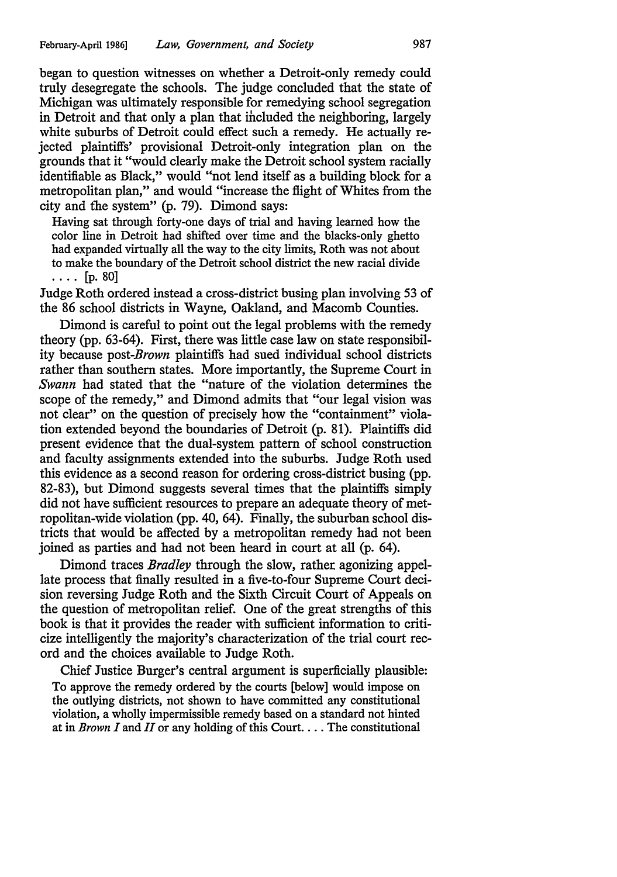began to question witnesses on whether a Detroit-only remedy could truly desegregate the schools. The judge concluded that the state of Michigan was ultimately responsible for remedying school segregation in Detroit and that only a plan that included the neighboring, largely white suburbs of Detroit could effect such a remedy. He actually rejected plaintiffs' provisional Detroit-only integration plan on the grounds that it "would clearly make the Detroit school system racially identifiable as Black," would "not lend itself as a building block for a metropolitan plan," and would "increase the flight of Whites from the city and the system" (p. 79). Dimond says:

> Having sat through forty-one days of trial and having learned how the color line in Detroit had shifted over time and the blacks-only ghetto had expanded virtually all the way to the city limits, Roth was not about to make the boundary of the Detroit school district the new racial divide . . . . [p. 80]

Judge Roth ordered instead a cross-district busing plan involving 53 of the 86 school districts in Wayne, Oakland, and Macomb Counties.

Dimond is careful to point out the legal problems with the remedy theory (pp. 63-64). First, there was little case law on state responsibility because post-*Brown* plaintiffs had sued individual school districts rather than southern states. More importantly, the Supreme Court in *Swann* had stated that the "nature of the violation determines the scope of the remedy," and Dimond admits that "our legal vision was not clear" on the question of precisely how the "containment" violation extended beyond the boundaries of Detroit (p. 81). Plaintiffs did present evidence that the dual-system pattern of school construction and faculty assignments extended into the suburbs. Judge Roth used this evidence as a second reason for ordering cross-district busing (pp. 82-83), but Dimond suggests several times that the plaintiffs simply did not have sufficient resources to prepare an adequate theory of metropolitan-wide violation (pp. 40, 64). Finally, the suburban school districts that would be affected by a metropolitan remedy had not been joined as parties and had not been heard in court at all (p. 64).

Dimond traces *Bradley* through the slow, rather agonizing appellate process that finally resulted in a five-to-four Supreme Court decision reversing Judge Roth and the Sixth Circuit Court of Appeals on the question of metropolitan relief. One of the great strengths of this book is that it provides the reader with sufficient information to criticize intelligently the majority's characterization of the trial court record and the choices available to Judge Roth.

Chief Justice Burger's central argument is superficially plausible:

> To approve the remedy ordered by the courts [below] would impose on the outlying districts, not shown to have committed any constitutional violation, a wholly impermissible remedy based on a standard not hinted at in *Brown I* and *II* or any holding of this Court. . . . The constitutional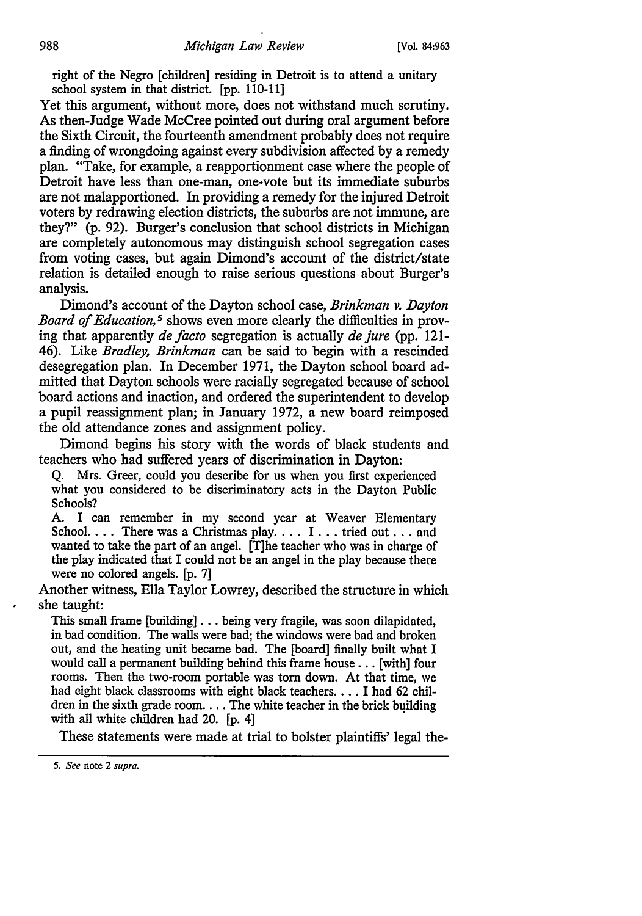right of the Negro [children] residing in Detroit is to attend a unitary school system in that district. [pp. 110-11]

Yet this argument, without more, does not withstand much scrutiny. As then-Judge Wade McCree pointed out during oral argument before the Sixth Circuit, the fourteenth amendment probably does not require a finding of wrongdoing against every subdivision affected by a remedy plan. "Take, for example, a reapportionment case where the people of Detroit have less than one-man, one-vote but its immediate suburbs are not malapportioned. In providing a remedy for the injured Detroit voters by redrawing election districts, the suburbs are not immune, are they?" (p. 92). Burger's conclusion that school districts in Michigan are completely autonomous may distinguish school segregation cases from voting cases, but again Dimond's account of the district/state relation is detailed enough to raise serious questions about Burger's analysis.

Dimond's account of the Dayton school case, *Brinkman v. Dayton Board of Education*,[5] shows even more clearly the difficulties in proving that apparently *de facto* segregation is actually *de jure* (pp. 121-46). Like *Bradley*, *Brinkman* can be said to begin with a rescinded desegregation plan. In December 1971, the Dayton school board admitted that Dayton schools were racially segregated because of school board actions and inaction, and ordered the superintendent to develop a pupil reassignment plan; in January 1972, a new board reimposed the old attendance zones and assignment policy.

Dimond begins his story with the words of black students and teachers who had suffered years of discrimination in Dayton:

> Q. Mrs. Greer, could you describe for us when you first experienced what you considered to be discriminatory acts in the Dayton Public Schools?
>
> A. I can remember in my second year at Weaver Elementary School. . . . There was a Christmas play. . . . I . . . tried out . . . and wanted to take the part of an angel. [T]he teacher who was in charge of the play indicated that I could not be an angel in the play because there were no colored angels. [p. 7]

Another witness, Ella Taylor Lowrey, described the structure in which she taught:

> This small frame [building] . . . being very fragile, was soon dilapidated, in bad condition. The walls were bad; the windows were bad and broken out, and the heating unit became bad. The [board] finally built what I would call a permanent building behind this frame house . . . [with] four rooms. Then the two-room portable was torn down. At that time, we had eight black classrooms with eight black teachers. . . . I had 62 children in the sixth grade room. . . . The white teacher in the brick building with all white children had 20. [p. 4]

These statements were made at trial to bolster plaintiffs' legal the-

5. *See* note 2 *supra*.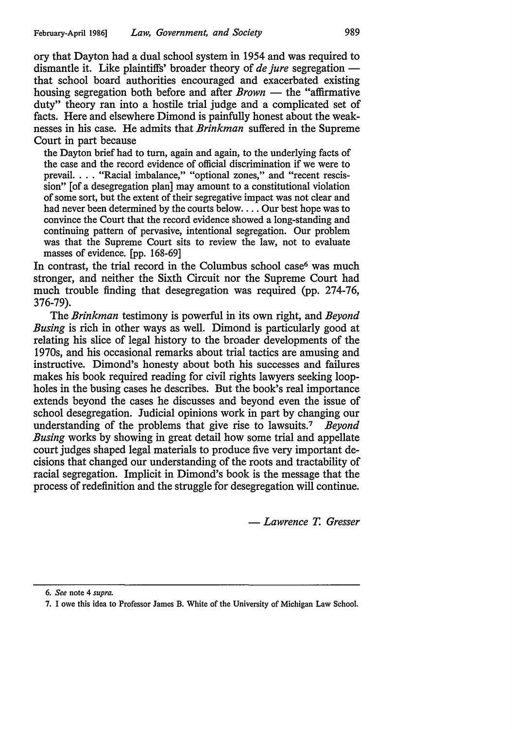ory that Dayton had a dual school system in 1954 and was required to dismantle it. Like plaintiffs' broader theory of *de jure* segregation — that school board authorities encouraged and exacerbated existing housing segregation both before and after *Brown* — the "affirmative duty" theory ran into a hostile trial judge and a complicated set of facts. Here and elsewhere Dimond is painfully honest about the weaknesses in his case. He admits that *Brinkman* suffered in the Supreme Court in part because

> the Dayton brief had to turn, again and again, to the underlying facts of the case and the record evidence of official discrimination if we were to prevail. . . . "Racial imbalance," "optional zones," and "recent rescission" [of a desegregation plan] may amount to a constitutional violation of some sort, but the extent of their segregative impact was not clear and had never been determined by the courts below. . . . Our best hope was to convince the Court that the record evidence showed a long-standing and continuing pattern of pervasive, intentional segregation. Our problem was that the Supreme Court sits to review the law, not to evaluate masses of evidence. [pp. 168-69]

In contrast, the trial record in the Columbus school case[6] was much stronger, and neither the Sixth Circuit nor the Supreme Court had much trouble finding that desegregation was required (pp. 274-76, 376-79).

The *Brinkman* testimony is powerful in its own right, and *Beyond Busing* is rich in other ways as well. Dimond is particularly good at relating his slice of legal history to the broader developments of the 1970s, and his occasional remarks about trial tactics are amusing and instructive. Dimond's honesty about both his successes and failures makes his book required reading for civil rights lawyers seeking loopholes in the busing cases he describes. But the book's real importance extends beyond the cases he discusses and beyond even the issue of school desegregation. Judicial opinions work in part by changing our understanding of the problems that give rise to lawsuits.[7] *Beyond Busing* works by showing in great detail how some trial and appellate court judges shaped legal materials to produce five very important decisions that changed our understanding of the roots and tractability of racial segregation. Implicit in Dimond's book is the message that the process of redefinition and the struggle for desegregation will continue.

— *Lawrence T. Gresser*

---

6. *See* note 4 *supra.*

7. I owe this idea to Professor James B. White of the University of Michigan Law School.